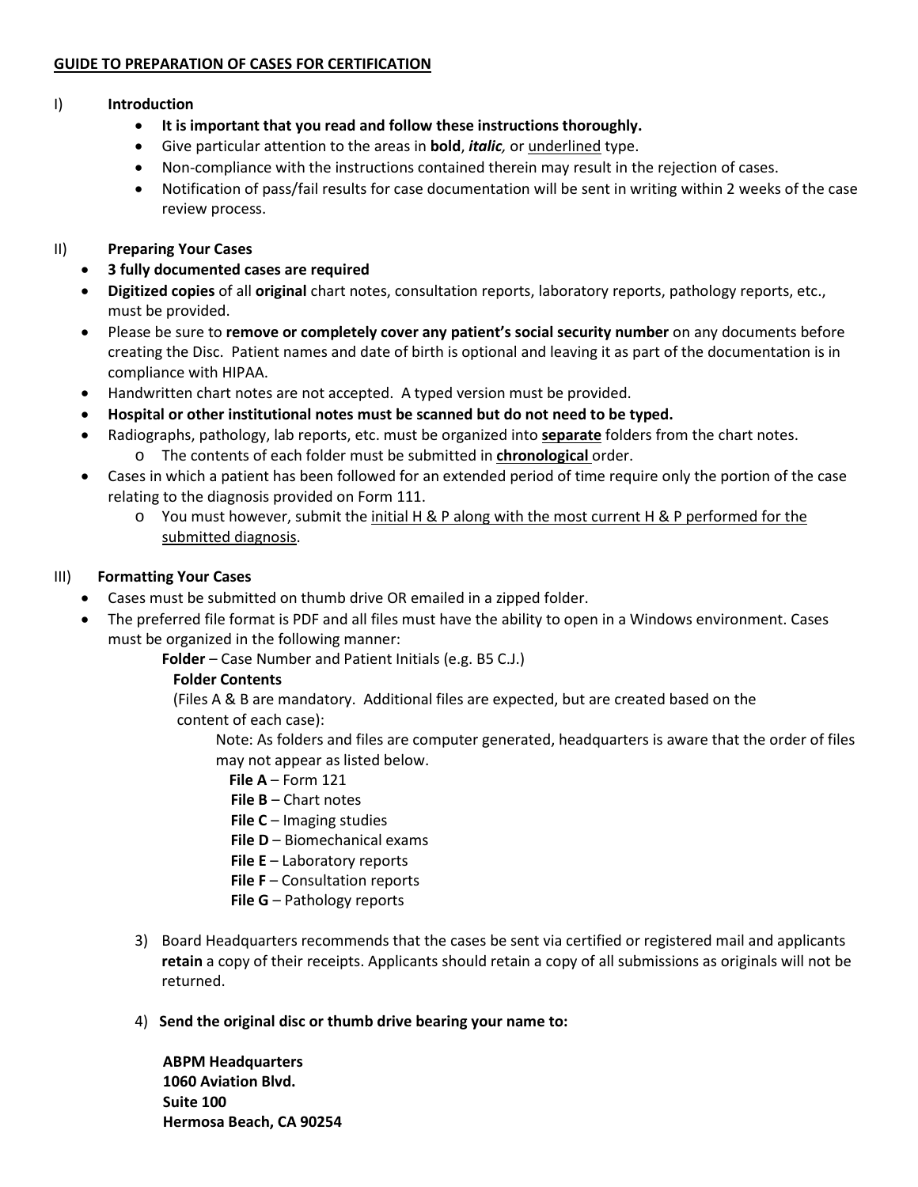<u>**GUIDE TO PREPARATION OF CASES FOR CERTIFICATION**</u>

I) **Introduction**

- **It is important that you read and follow these instructions thoroughly.**
- Give particular attention to the areas in **bold**, ***italic,*** or <u>underlined</u> type.
- Non-compliance with the instructions contained therein may result in the rejection of cases.
- Notification of pass/fail results for case documentation will be sent in writing within 2 weeks of the case review process.

II) **Preparing Your Cases**

- **3 fully documented cases are required**
- **Digitized copies** of all **original** chart notes, consultation reports, laboratory reports, pathology reports, etc., must be provided.
- Please be sure to **remove or completely cover any patient's social security number** on any documents before creating the Disc. Patient names and date of birth is optional and leaving it as part of the documentation is in compliance with HIPAA.
- Handwritten chart notes are not accepted. A typed version must be provided.
- **Hospital or other institutional notes must be scanned but do not need to be typed.**
- Radiographs, pathology, lab reports, etc. must be organized into <u>**separate**</u> folders from the chart notes.
  - The contents of each folder must be submitted in <u>**chronological**</u> order.
- Cases in which a patient has been followed for an extended period of time require only the portion of the case relating to the diagnosis provided on Form 111.
  - You must however, submit the <u>initial H & P along with the most current H & P performed for the submitted diagnosis</u>.

III) **Formatting Your Cases**

- Cases must be submitted on thumb drive OR emailed in a zipped folder.
- The preferred file format is PDF and all files must have the ability to open in a Windows environment. Cases must be organized in the following manner:

  **Folder** – Case Number and Patient Initials (e.g. B5 C.J.)

  **Folder Contents**

  (Files A & B are mandatory. Additional files are expected, but are created based on the content of each case):

  Note: As folders and files are computer generated, headquarters is aware that the order of files may not appear as listed below.

  **File A** – Form 121
  **File B** – Chart notes
  **File C** – Imaging studies
  **File D** – Biomechanical exams
  **File E** – Laboratory reports
  **File F** – Consultation reports
  **File G** – Pathology reports

3) Board Headquarters recommends that the cases be sent via certified or registered mail and applicants **retain** a copy of their receipts. Applicants should retain a copy of all submissions as originals will not be returned.

4) **Send the original disc or thumb drive bearing your name to:**

   **ABPM Headquarters**
   **1060 Aviation Blvd.**
   **Suite 100**
   **Hermosa Beach, CA 90254**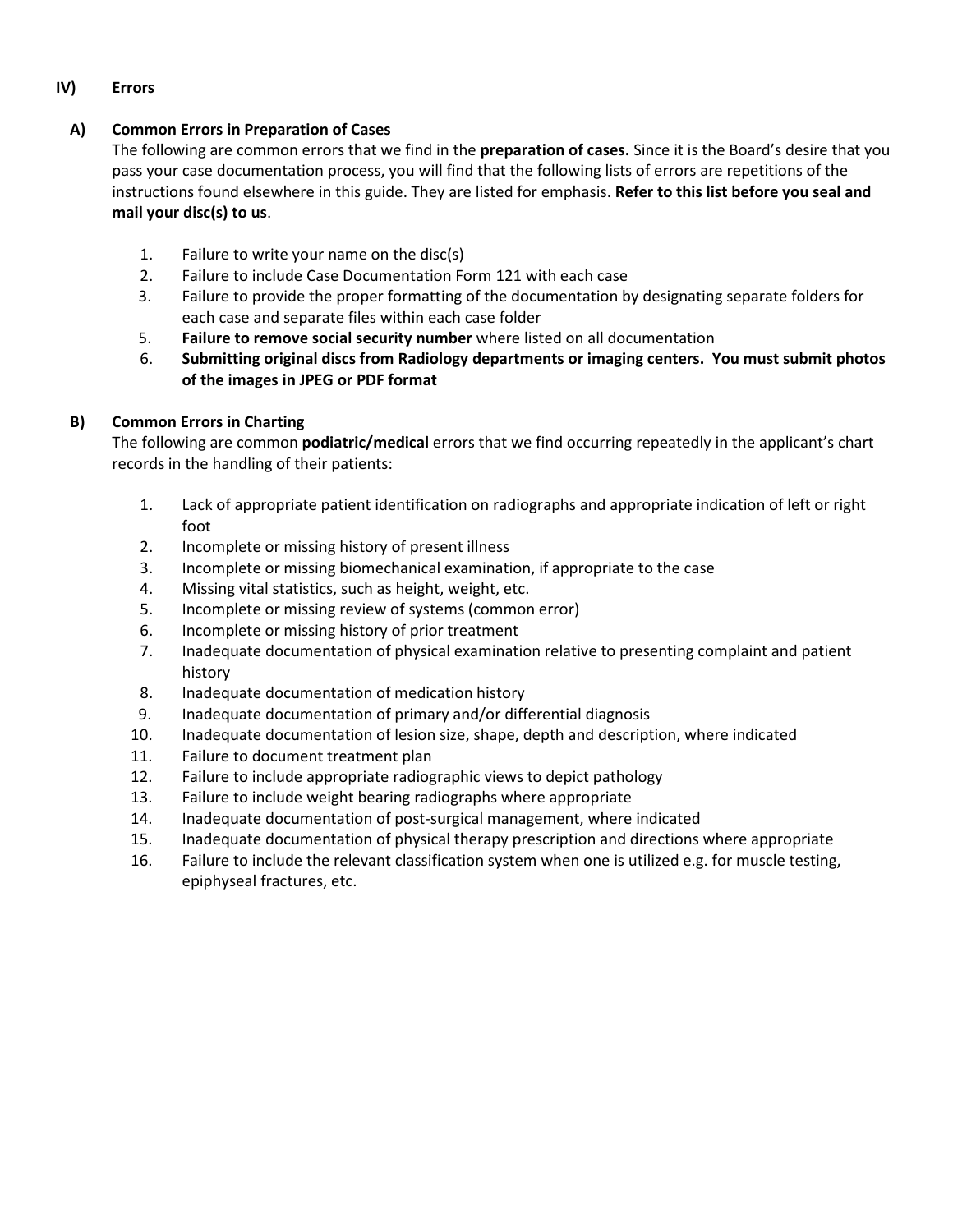## IV) Errors

### A) Common Errors in Preparation of Cases

The following are common errors that we find in the **preparation of cases.** Since it is the Board's desire that you pass your case documentation process, you will find that the following lists of errors are repetitions of the instructions found elsewhere in this guide. They are listed for emphasis. **Refer to this list before you seal and mail your disc(s) to us**.

1. Failure to write your name on the disc(s)
2. Failure to include Case Documentation Form 121 with each case
3. Failure to provide the proper formatting of the documentation by designating separate folders for each case and separate files within each case folder
5. **Failure to remove social security number** where listed on all documentation
6. **Submitting original discs from Radiology departments or imaging centers. You must submit photos of the images in JPEG or PDF format**

### B) Common Errors in Charting

The following are common **podiatric/medical** errors that we find occurring repeatedly in the applicant's chart records in the handling of their patients:

1. Lack of appropriate patient identification on radiographs and appropriate indication of left or right foot
2. Incomplete or missing history of present illness
3. Incomplete or missing biomechanical examination, if appropriate to the case
4. Missing vital statistics, such as height, weight, etc.
5. Incomplete or missing review of systems (common error)
6. Incomplete or missing history of prior treatment
7. Inadequate documentation of physical examination relative to presenting complaint and patient history
8. Inadequate documentation of medication history
9. Inadequate documentation of primary and/or differential diagnosis
10. Inadequate documentation of lesion size, shape, depth and description, where indicated
11. Failure to document treatment plan
12. Failure to include appropriate radiographic views to depict pathology
13. Failure to include weight bearing radiographs where appropriate
14. Inadequate documentation of post-surgical management, where indicated
15. Inadequate documentation of physical therapy prescription and directions where appropriate
16. Failure to include the relevant classification system when one is utilized e.g. for muscle testing, epiphyseal fractures, etc.